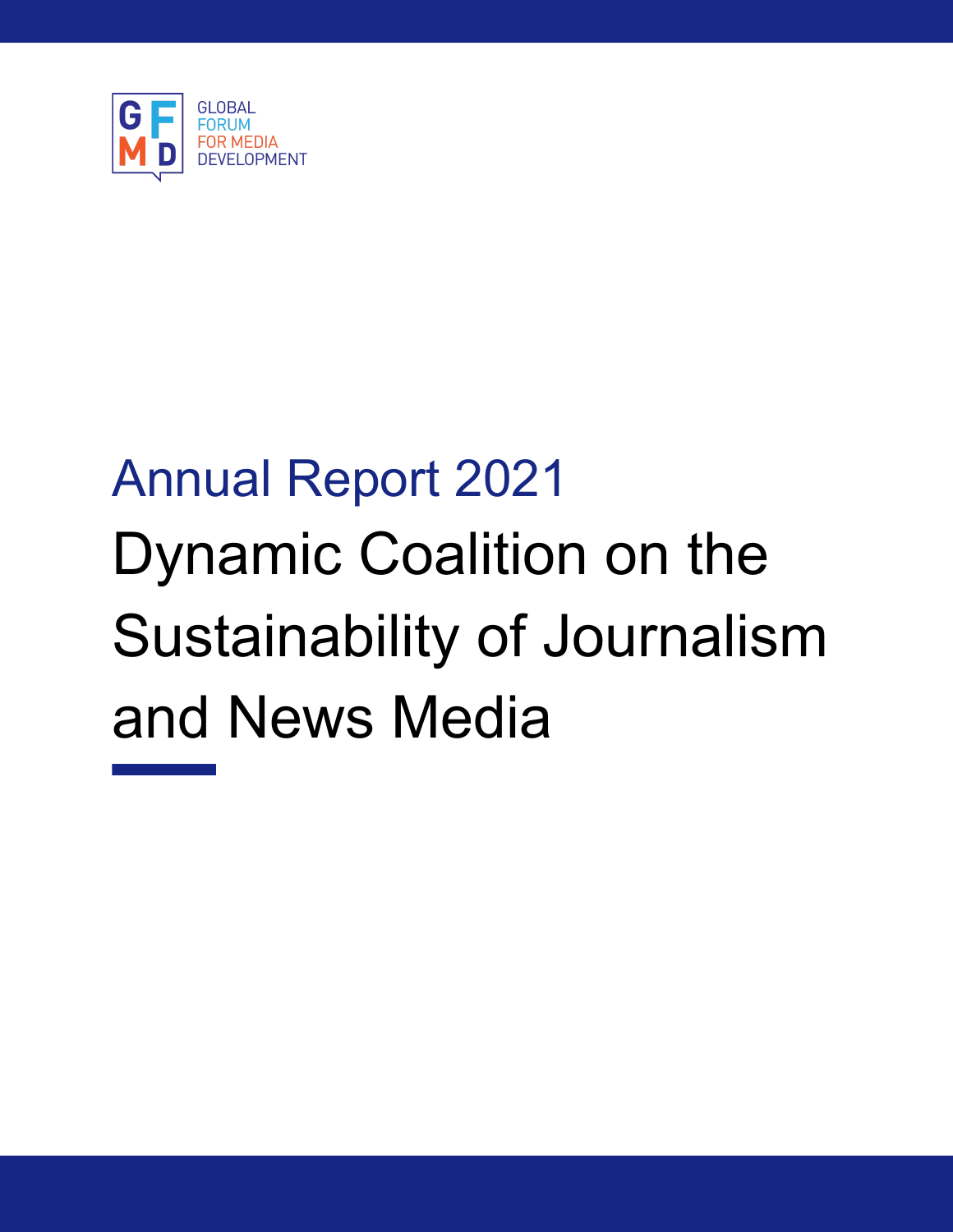GLOBAL FORUM FOR MEDIA DEVELOPMENT

# Annual Report 2021

# Dynamic Coalition on the Sustainability of Journalism and News Media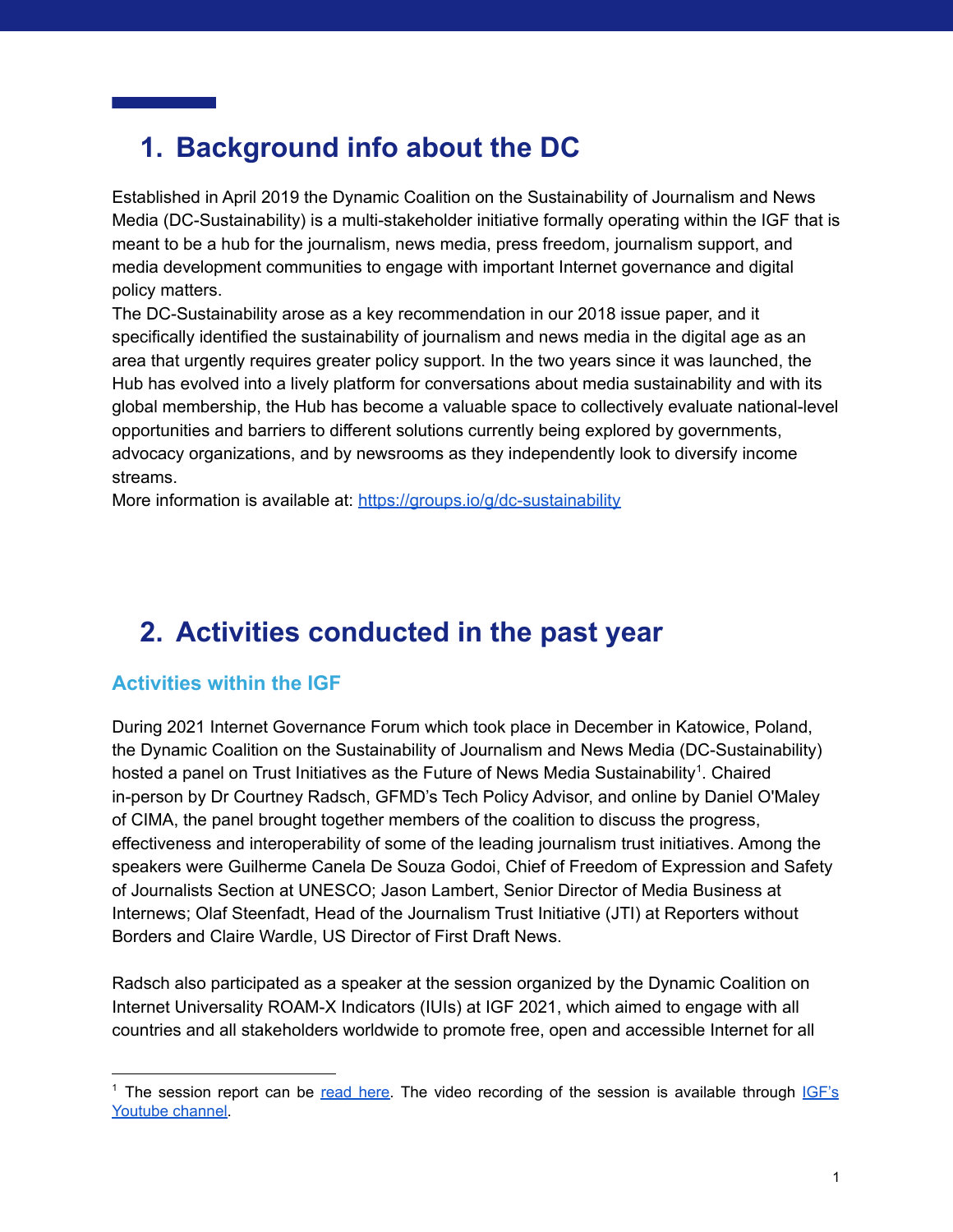# 1. Background info about the DC

Established in April 2019 the Dynamic Coalition on the Sustainability of Journalism and News Media (DC-Sustainability) is a multi-stakeholder initiative formally operating within the IGF that is meant to be a hub for the journalism, news media, press freedom, journalism support, and media development communities to engage with important Internet governance and digital policy matters.

The DC-Sustainability arose as a key recommendation in our 2018 issue paper, and it specifically identified the sustainability of journalism and news media in the digital age as an area that urgently requires greater policy support. In the two years since it was launched, the Hub has evolved into a lively platform for conversations about media sustainability and with its global membership, the Hub has become a valuable space to collectively evaluate national-level opportunities and barriers to different solutions currently being explored by governments, advocacy organizations, and by newsrooms as they independently look to diversify income streams.

More information is available at: [https://groups.io/g/dc-sustainability](https://groups.io/g/dc-sustainability)

# 2. Activities conducted in the past year

## Activities within the IGF

During 2021 Internet Governance Forum which took place in December in Katowice, Poland, the Dynamic Coalition on the Sustainability of Journalism and News Media (DC-Sustainability) hosted a panel on Trust Initiatives as the Future of News Media Sustainability[1]. Chaired in-person by Dr Courtney Radsch, GFMD's Tech Policy Advisor, and online by Daniel O'Maley of CIMA, the panel brought together members of the coalition to discuss the progress, effectiveness and interoperability of some of the leading journalism trust initiatives. Among the speakers were Guilherme Canela De Souza Godoi, Chief of Freedom of Expression and Safety of Journalists Section at UNESCO; Jason Lambert, Senior Director of Media Business at Internews; Olaf Steenfadt, Head of the Journalism Trust Initiative (JTI) at Reporters without Borders and Claire Wardle, US Director of First Draft News.

Radsch also participated as a speaker at the session organized by the Dynamic Coalition on Internet Universality ROAM-X Indicators (IUIs) at IGF 2021, which aimed to engage with all countries and all stakeholders worldwide to promote free, open and accessible Internet for all

[1] The session report can be read here. The video recording of the session is available through IGF's Youtube channel.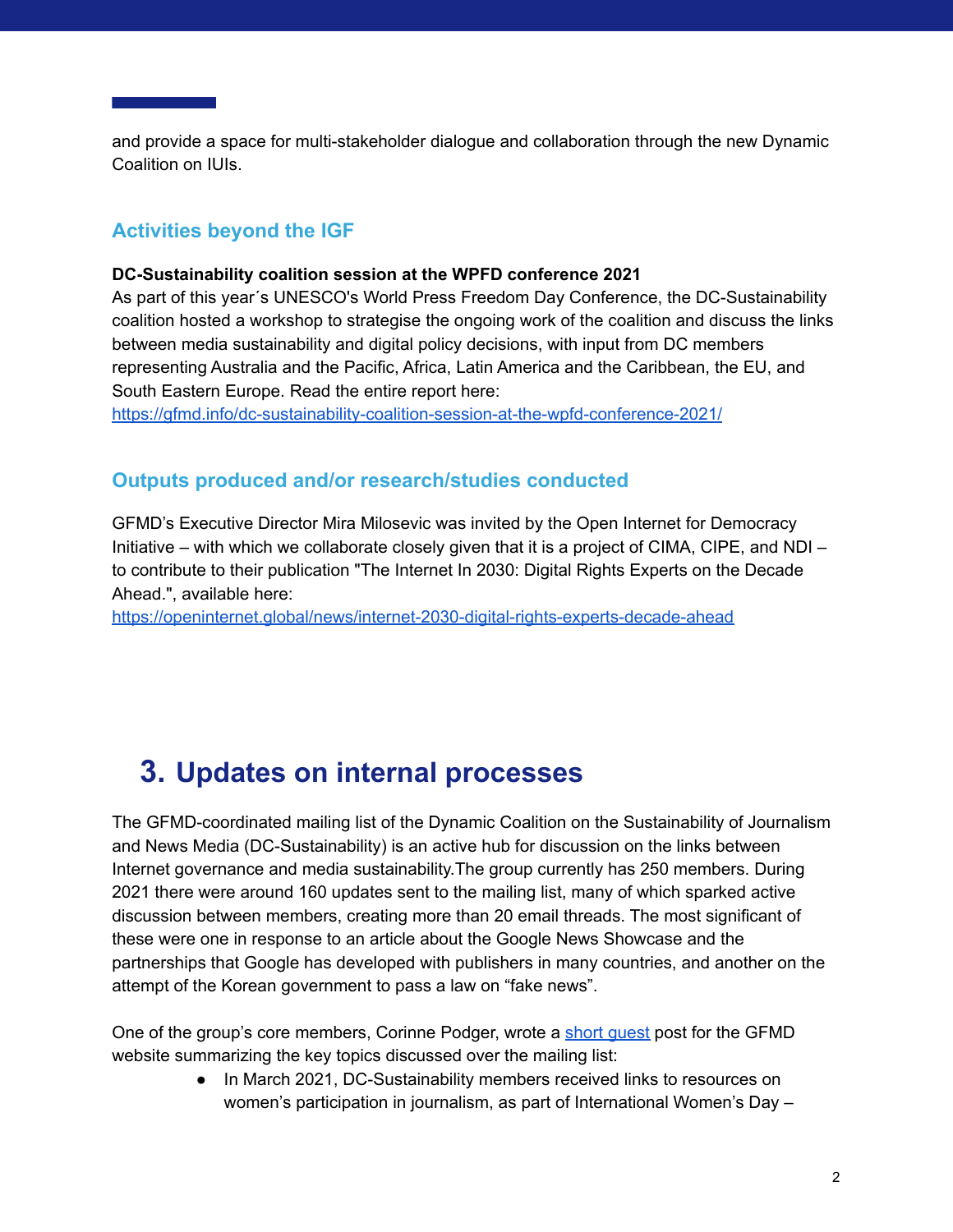and provide a space for multi-stakeholder dialogue and collaboration through the new Dynamic Coalition on IUIs.

### Activities beyond the IGF

**DC-Sustainability coalition session at the WPFD conference 2021**
As part of this year´s UNESCO's World Press Freedom Day Conference, the DC-Sustainability coalition hosted a workshop to strategise the ongoing work of the coalition and discuss the links between media sustainability and digital policy decisions, with input from DC members representing Australia and the Pacific, Africa, Latin America and the Caribbean, the EU, and South Eastern Europe. Read the entire report here: https://gfmd.info/dc-sustainability-coalition-session-at-the-wpfd-conference-2021/

### Outputs produced and/or research/studies conducted

GFMD's Executive Director Mira Milosevic was invited by the Open Internet for Democracy Initiative – with which we collaborate closely given that it is a project of CIMA, CIPE, and NDI – to contribute to their publication "The Internet In 2030: Digital Rights Experts on the Decade Ahead.", available here: https://openinternet.global/news/internet-2030-digital-rights-experts-decade-ahead

## 3. Updates on internal processes

The GFMD-coordinated mailing list of the Dynamic Coalition on the Sustainability of Journalism and News Media (DC-Sustainability) is an active hub for discussion on the links between Internet governance and media sustainability.The group currently has 250 members. During 2021 there were around 160 updates sent to the mailing list, many of which sparked active discussion between members, creating more than 20 email threads. The most significant of these were one in response to an article about the Google News Showcase and the partnerships that Google has developed with publishers in many countries, and another on the attempt of the Korean government to pass a law on "fake news".

One of the group's core members, Corinne Podger, wrote a short guest post for the GFMD website summarizing the key topics discussed over the mailing list:

- In March 2021, DC-Sustainability members received links to resources on women's participation in journalism, as part of International Women's Day –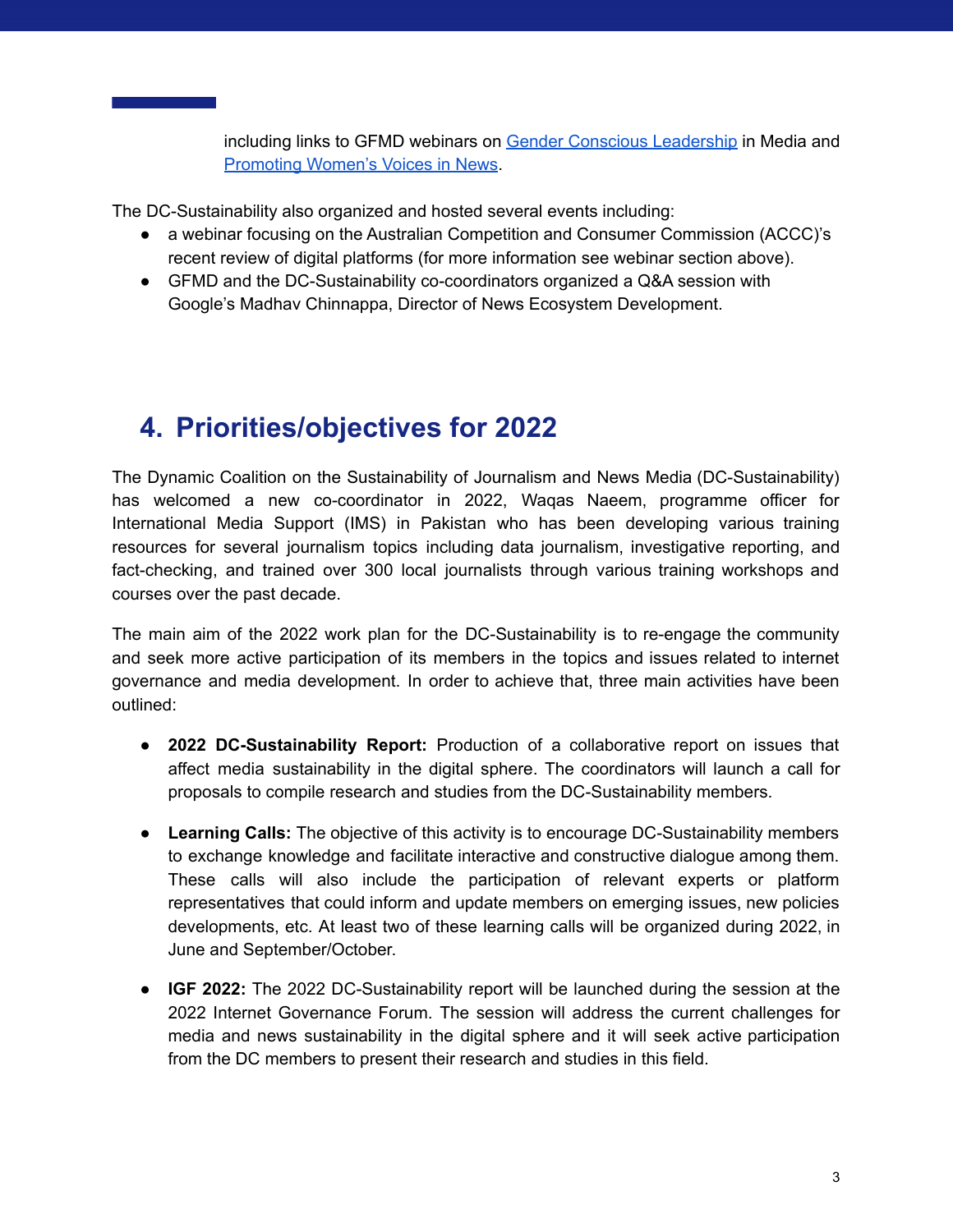including links to GFMD webinars on Gender Conscious Leadership in Media and Promoting Women's Voices in News.

The DC-Sustainability also organized and hosted several events including:

- a webinar focusing on the Australian Competition and Consumer Commission (ACCC)'s recent review of digital platforms (for more information see webinar section above).
- GFMD and the DC-Sustainability co-coordinators organized a Q&A session with Google's Madhav Chinnappa, Director of News Ecosystem Development.

## 4. Priorities/objectives for 2022

The Dynamic Coalition on the Sustainability of Journalism and News Media (DC-Sustainability) has welcomed a new co-coordinator in 2022, Waqas Naeem, programme officer for International Media Support (IMS) in Pakistan who has been developing various training resources for several journalism topics including data journalism, investigative reporting, and fact-checking, and trained over 300 local journalists through various training workshops and courses over the past decade.

The main aim of the 2022 work plan for the DC-Sustainability is to re-engage the community and seek more active participation of its members in the topics and issues related to internet governance and media development. In order to achieve that, three main activities have been outlined:

- **2022 DC-Sustainability Report:** Production of a collaborative report on issues that affect media sustainability in the digital sphere. The coordinators will launch a call for proposals to compile research and studies from the DC-Sustainability members.

- **Learning Calls:** The objective of this activity is to encourage DC-Sustainability members to exchange knowledge and facilitate interactive and constructive dialogue among them. These calls will also include the participation of relevant experts or platform representatives that could inform and update members on emerging issues, new policies developments, etc. At least two of these learning calls will be organized during 2022, in June and September/October.

- **IGF 2022:** The 2022 DC-Sustainability report will be launched during the session at the 2022 Internet Governance Forum. The session will address the current challenges for media and news sustainability in the digital sphere and it will seek active participation from the DC members to present their research and studies in this field.